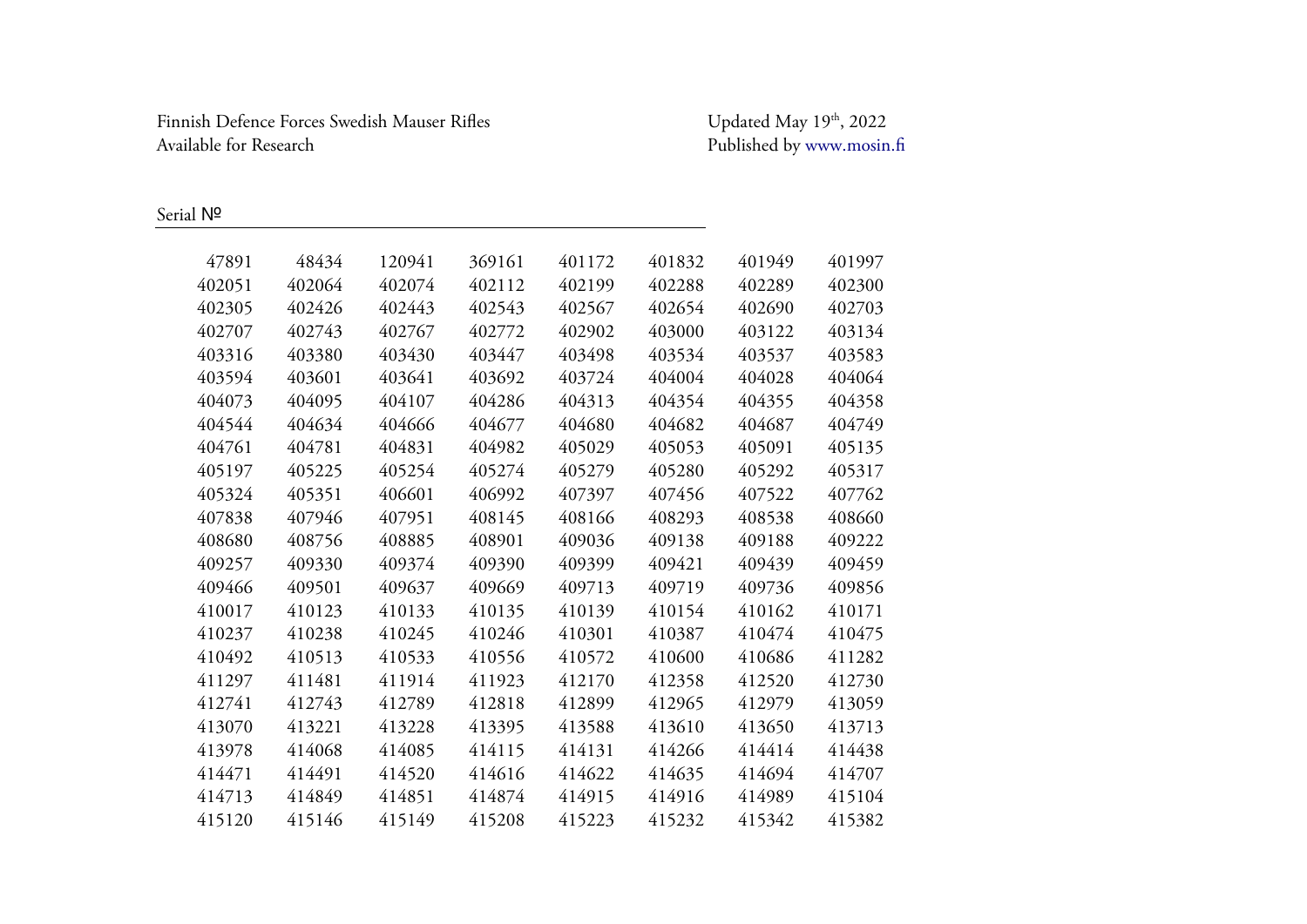Finnish Defence Forces Swedish Mauser Rifles
Available for Research

Updated May 19th, 2022
Published by www.mosin.fi

| Serial № | | | | | | | |
|---|---|---|---|---|---|---|---|
| 47891 | 48434 | 120941 | 369161 | 401172 | 401832 | 401949 | 401997 |
| 402051 | 402064 | 402074 | 402112 | 402199 | 402288 | 402289 | 402300 |
| 402305 | 402426 | 402443 | 402543 | 402567 | 402654 | 402690 | 402703 |
| 402707 | 402743 | 402767 | 402772 | 402902 | 403000 | 403122 | 403134 |
| 403316 | 403380 | 403430 | 403447 | 403498 | 403534 | 403537 | 403583 |
| 403594 | 403601 | 403641 | 403692 | 403724 | 404004 | 404028 | 404064 |
| 404073 | 404095 | 404107 | 404286 | 404313 | 404354 | 404355 | 404358 |
| 404544 | 404634 | 404666 | 404677 | 404680 | 404682 | 404687 | 404749 |
| 404761 | 404781 | 404831 | 404982 | 405029 | 405053 | 405091 | 405135 |
| 405197 | 405225 | 405254 | 405274 | 405279 | 405280 | 405292 | 405317 |
| 405324 | 405351 | 406601 | 406992 | 407397 | 407456 | 407522 | 407762 |
| 407838 | 407946 | 407951 | 408145 | 408166 | 408293 | 408538 | 408660 |
| 408680 | 408756 | 408885 | 408901 | 409036 | 409138 | 409188 | 409222 |
| 409257 | 409330 | 409374 | 409390 | 409399 | 409421 | 409439 | 409459 |
| 409466 | 409501 | 409637 | 409669 | 409713 | 409719 | 409736 | 409856 |
| 410017 | 410123 | 410133 | 410135 | 410139 | 410154 | 410162 | 410171 |
| 410237 | 410238 | 410245 | 410246 | 410301 | 410387 | 410474 | 410475 |
| 410492 | 410513 | 410533 | 410556 | 410572 | 410600 | 410686 | 411282 |
| 411297 | 411481 | 411914 | 411923 | 412170 | 412358 | 412520 | 412730 |
| 412741 | 412743 | 412789 | 412818 | 412899 | 412965 | 412979 | 413059 |
| 413070 | 413221 | 413228 | 413395 | 413588 | 413610 | 413650 | 413713 |
| 413978 | 414068 | 414085 | 414115 | 414131 | 414266 | 414414 | 414438 |
| 414471 | 414491 | 414520 | 414616 | 414622 | 414635 | 414694 | 414707 |
| 414713 | 414849 | 414851 | 414874 | 414915 | 414916 | 414989 | 415104 |
| 415120 | 415146 | 415149 | 415208 | 415223 | 415232 | 415342 | 415382 |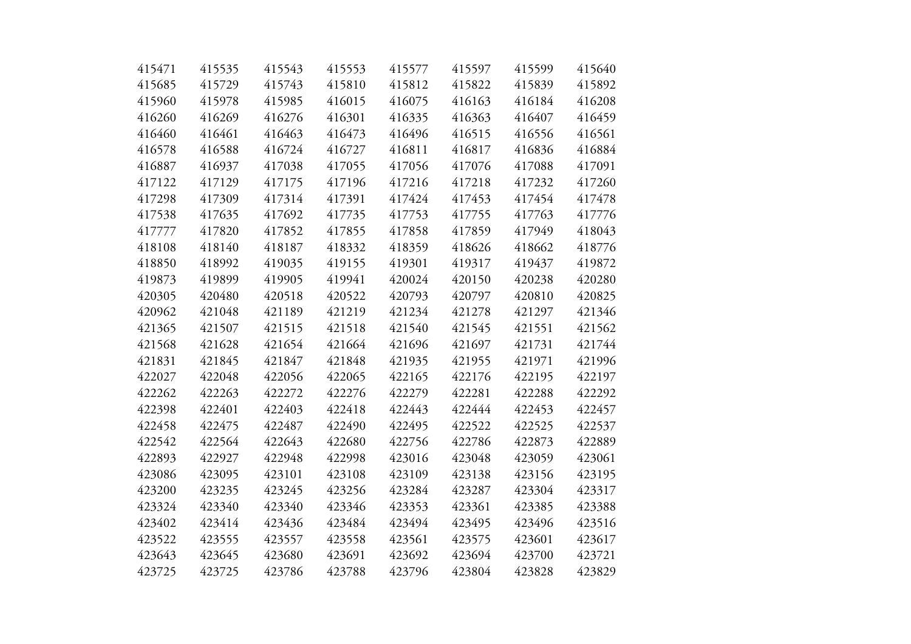| 415471 | 415535 | 415543 | 415553 | 415577 | 415597 | 415599 | 415640 |
|---|---|---|---|---|---|---|---|
| 415685 | 415729 | 415743 | 415810 | 415812 | 415822 | 415839 | 415892 |
| 415960 | 415978 | 415985 | 416015 | 416075 | 416163 | 416184 | 416208 |
| 416260 | 416269 | 416276 | 416301 | 416335 | 416363 | 416407 | 416459 |
| 416460 | 416461 | 416463 | 416473 | 416496 | 416515 | 416556 | 416561 |
| 416578 | 416588 | 416724 | 416727 | 416811 | 416817 | 416836 | 416884 |
| 416887 | 416937 | 417038 | 417055 | 417056 | 417076 | 417088 | 417091 |
| 417122 | 417129 | 417175 | 417196 | 417216 | 417218 | 417232 | 417260 |
| 417298 | 417309 | 417314 | 417391 | 417424 | 417453 | 417454 | 417478 |
| 417538 | 417635 | 417692 | 417735 | 417753 | 417755 | 417763 | 417776 |
| 417777 | 417820 | 417852 | 417855 | 417858 | 417859 | 417949 | 418043 |
| 418108 | 418140 | 418187 | 418332 | 418359 | 418626 | 418662 | 418776 |
| 418850 | 418992 | 419035 | 419155 | 419301 | 419317 | 419437 | 419872 |
| 419873 | 419899 | 419905 | 419941 | 420024 | 420150 | 420238 | 420280 |
| 420305 | 420480 | 420518 | 420522 | 420793 | 420797 | 420810 | 420825 |
| 420962 | 421048 | 421189 | 421219 | 421234 | 421278 | 421297 | 421346 |
| 421365 | 421507 | 421515 | 421518 | 421540 | 421545 | 421551 | 421562 |
| 421568 | 421628 | 421654 | 421664 | 421696 | 421697 | 421731 | 421744 |
| 421831 | 421845 | 421847 | 421848 | 421935 | 421955 | 421971 | 421996 |
| 422027 | 422048 | 422056 | 422065 | 422165 | 422176 | 422195 | 422197 |
| 422262 | 422263 | 422272 | 422276 | 422279 | 422281 | 422288 | 422292 |
| 422398 | 422401 | 422403 | 422418 | 422443 | 422444 | 422453 | 422457 |
| 422458 | 422475 | 422487 | 422490 | 422495 | 422522 | 422525 | 422537 |
| 422542 | 422564 | 422643 | 422680 | 422756 | 422786 | 422873 | 422889 |
| 422893 | 422927 | 422948 | 422998 | 423016 | 423048 | 423059 | 423061 |
| 423086 | 423095 | 423101 | 423108 | 423109 | 423138 | 423156 | 423195 |
| 423200 | 423235 | 423245 | 423256 | 423284 | 423287 | 423304 | 423317 |
| 423324 | 423340 | 423340 | 423346 | 423353 | 423361 | 423385 | 423388 |
| 423402 | 423414 | 423436 | 423484 | 423494 | 423495 | 423496 | 423516 |
| 423522 | 423555 | 423557 | 423558 | 423561 | 423575 | 423601 | 423617 |
| 423643 | 423645 | 423680 | 423691 | 423692 | 423694 | 423700 | 423721 |
| 423725 | 423725 | 423786 | 423788 | 423796 | 423804 | 423828 | 423829 |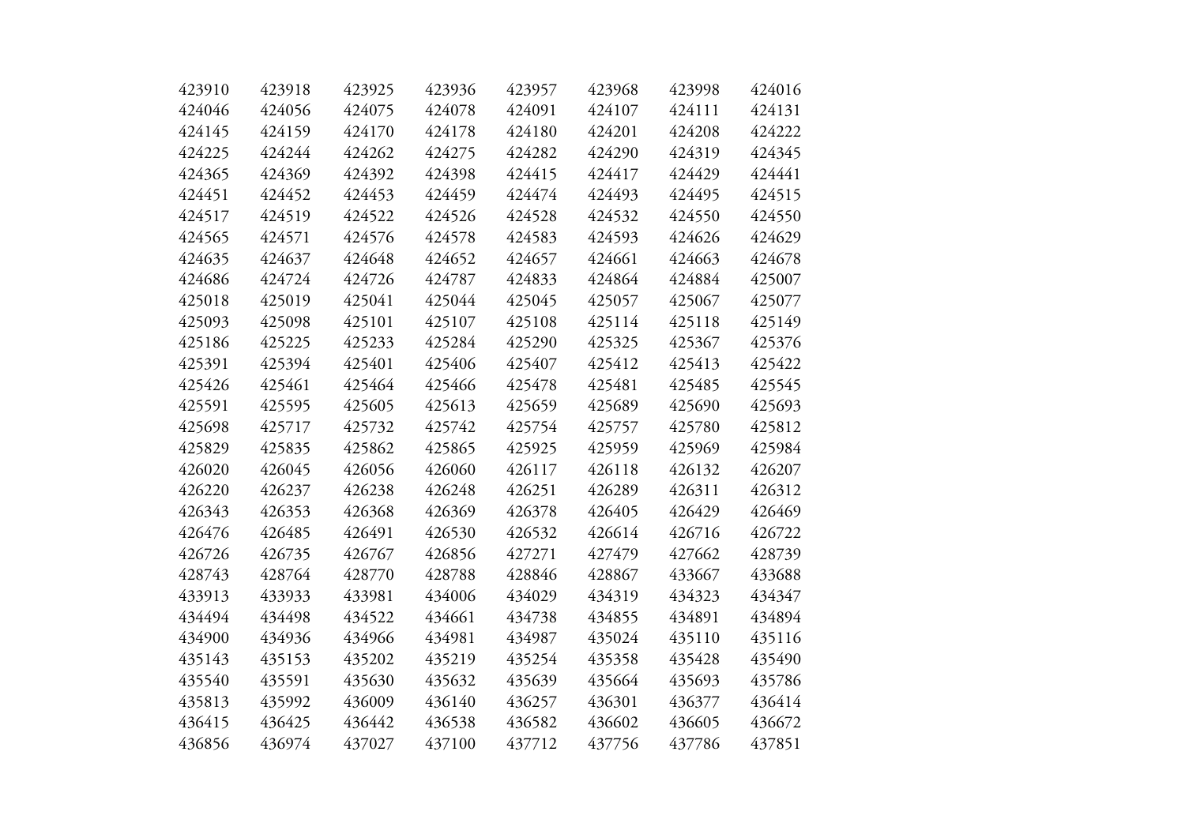| | | | | | | | |
|---|---|---|---|---|---|---|---|
| 423910 | 423918 | 423925 | 423936 | 423957 | 423968 | 423998 | 424016 |
| 424046 | 424056 | 424075 | 424078 | 424091 | 424107 | 424111 | 424131 |
| 424145 | 424159 | 424170 | 424178 | 424180 | 424201 | 424208 | 424222 |
| 424225 | 424244 | 424262 | 424275 | 424282 | 424290 | 424319 | 424345 |
| 424365 | 424369 | 424392 | 424398 | 424415 | 424417 | 424429 | 424441 |
| 424451 | 424452 | 424453 | 424459 | 424474 | 424493 | 424495 | 424515 |
| 424517 | 424519 | 424522 | 424526 | 424528 | 424532 | 424550 | 424550 |
| 424565 | 424571 | 424576 | 424578 | 424583 | 424593 | 424626 | 424629 |
| 424635 | 424637 | 424648 | 424652 | 424657 | 424661 | 424663 | 424678 |
| 424686 | 424724 | 424726 | 424787 | 424833 | 424864 | 424884 | 425007 |
| 425018 | 425019 | 425041 | 425044 | 425045 | 425057 | 425067 | 425077 |
| 425093 | 425098 | 425101 | 425107 | 425108 | 425114 | 425118 | 425149 |
| 425186 | 425225 | 425233 | 425284 | 425290 | 425325 | 425367 | 425376 |
| 425391 | 425394 | 425401 | 425406 | 425407 | 425412 | 425413 | 425422 |
| 425426 | 425461 | 425464 | 425466 | 425478 | 425481 | 425485 | 425545 |
| 425591 | 425595 | 425605 | 425613 | 425659 | 425689 | 425690 | 425693 |
| 425698 | 425717 | 425732 | 425742 | 425754 | 425757 | 425780 | 425812 |
| 425829 | 425835 | 425862 | 425865 | 425925 | 425959 | 425969 | 425984 |
| 426020 | 426045 | 426056 | 426060 | 426117 | 426118 | 426132 | 426207 |
| 426220 | 426237 | 426238 | 426248 | 426251 | 426289 | 426311 | 426312 |
| 426343 | 426353 | 426368 | 426369 | 426378 | 426405 | 426429 | 426469 |
| 426476 | 426485 | 426491 | 426530 | 426532 | 426614 | 426716 | 426722 |
| 426726 | 426735 | 426767 | 426856 | 427271 | 427479 | 427662 | 428739 |
| 428743 | 428764 | 428770 | 428788 | 428846 | 428867 | 433667 | 433688 |
| 433913 | 433933 | 433981 | 434006 | 434029 | 434319 | 434323 | 434347 |
| 434494 | 434498 | 434522 | 434661 | 434738 | 434855 | 434891 | 434894 |
| 434900 | 434936 | 434966 | 434981 | 434987 | 435024 | 435110 | 435116 |
| 435143 | 435153 | 435202 | 435219 | 435254 | 435358 | 435428 | 435490 |
| 435540 | 435591 | 435630 | 435632 | 435639 | 435664 | 435693 | 435786 |
| 435813 | 435992 | 436009 | 436140 | 436257 | 436301 | 436377 | 436414 |
| 436415 | 436425 | 436442 | 436538 | 436582 | 436602 | 436605 | 436672 |
| 436856 | 436974 | 437027 | 437100 | 437712 | 437756 | 437786 | 437851 |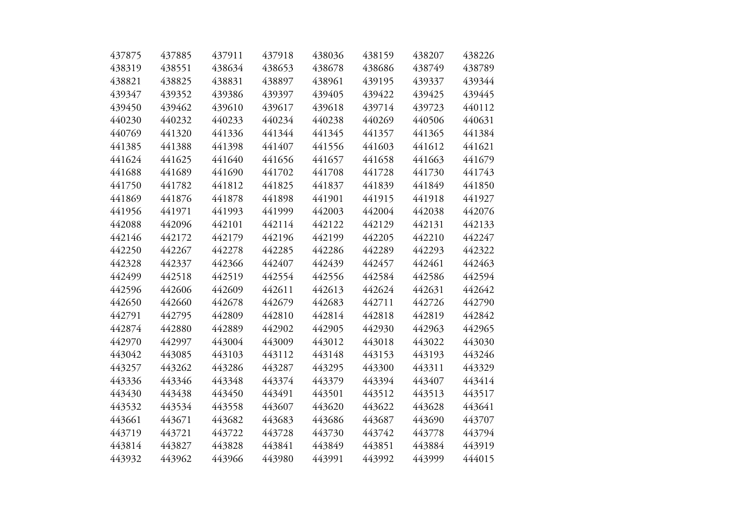| | | | | | | | |
|---|---|---|---|---|---|---|---|
| 437875 | 437885 | 437911 | 437918 | 438036 | 438159 | 438207 | 438226 |
| 438319 | 438551 | 438634 | 438653 | 438678 | 438686 | 438749 | 438789 |
| 438821 | 438825 | 438831 | 438897 | 438961 | 439195 | 439337 | 439344 |
| 439347 | 439352 | 439386 | 439397 | 439405 | 439422 | 439425 | 439445 |
| 439450 | 439462 | 439610 | 439617 | 439618 | 439714 | 439723 | 440112 |
| 440230 | 440232 | 440233 | 440234 | 440238 | 440269 | 440506 | 440631 |
| 440769 | 441320 | 441336 | 441344 | 441345 | 441357 | 441365 | 441384 |
| 441385 | 441388 | 441398 | 441407 | 441556 | 441603 | 441612 | 441621 |
| 441624 | 441625 | 441640 | 441656 | 441657 | 441658 | 441663 | 441679 |
| 441688 | 441689 | 441690 | 441702 | 441708 | 441728 | 441730 | 441743 |
| 441750 | 441782 | 441812 | 441825 | 441837 | 441839 | 441849 | 441850 |
| 441869 | 441876 | 441878 | 441898 | 441901 | 441915 | 441918 | 441927 |
| 441956 | 441971 | 441993 | 441999 | 442003 | 442004 | 442038 | 442076 |
| 442088 | 442096 | 442101 | 442114 | 442122 | 442129 | 442131 | 442133 |
| 442146 | 442172 | 442179 | 442196 | 442199 | 442205 | 442210 | 442247 |
| 442250 | 442267 | 442278 | 442285 | 442286 | 442289 | 442293 | 442322 |
| 442328 | 442337 | 442366 | 442407 | 442439 | 442457 | 442461 | 442463 |
| 442499 | 442518 | 442519 | 442554 | 442556 | 442584 | 442586 | 442594 |
| 442596 | 442606 | 442609 | 442611 | 442613 | 442624 | 442631 | 442642 |
| 442650 | 442660 | 442678 | 442679 | 442683 | 442711 | 442726 | 442790 |
| 442791 | 442795 | 442809 | 442810 | 442814 | 442818 | 442819 | 442842 |
| 442874 | 442880 | 442889 | 442902 | 442905 | 442930 | 442963 | 442965 |
| 442970 | 442997 | 443004 | 443009 | 443012 | 443018 | 443022 | 443030 |
| 443042 | 443085 | 443103 | 443112 | 443148 | 443153 | 443193 | 443246 |
| 443257 | 443262 | 443286 | 443287 | 443295 | 443300 | 443311 | 443329 |
| 443336 | 443346 | 443348 | 443374 | 443379 | 443394 | 443407 | 443414 |
| 443430 | 443438 | 443450 | 443491 | 443501 | 443512 | 443513 | 443517 |
| 443532 | 443534 | 443558 | 443607 | 443620 | 443622 | 443628 | 443641 |
| 443661 | 443671 | 443682 | 443683 | 443686 | 443687 | 443690 | 443707 |
| 443719 | 443721 | 443722 | 443728 | 443730 | 443742 | 443778 | 443794 |
| 443814 | 443827 | 443828 | 443841 | 443849 | 443851 | 443884 | 443919 |
| 443932 | 443962 | 443966 | 443980 | 443991 | 443992 | 443999 | 444015 |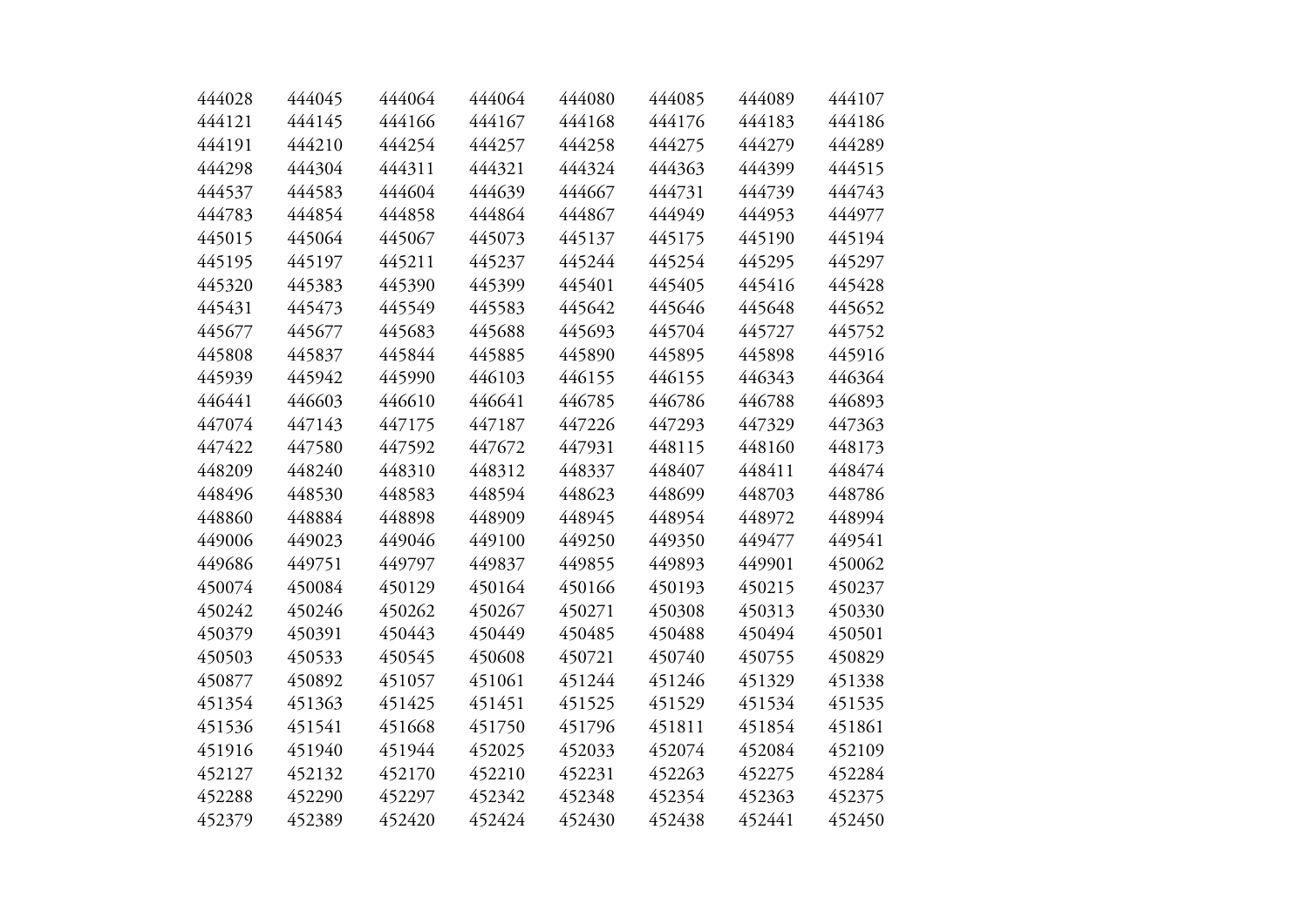| | | | | | | | |
|---|---|---|---|---|---|---|---|
| 444028 | 444045 | 444064 | 444064 | 444080 | 444085 | 444089 | 444107 |
| 444121 | 444145 | 444166 | 444167 | 444168 | 444176 | 444183 | 444186 |
| 444191 | 444210 | 444254 | 444257 | 444258 | 444275 | 444279 | 444289 |
| 444298 | 444304 | 444311 | 444321 | 444324 | 444363 | 444399 | 444515 |
| 444537 | 444583 | 444604 | 444639 | 444667 | 444731 | 444739 | 444743 |
| 444783 | 444854 | 444858 | 444864 | 444867 | 444949 | 444953 | 444977 |
| 445015 | 445064 | 445067 | 445073 | 445137 | 445175 | 445190 | 445194 |
| 445195 | 445197 | 445211 | 445237 | 445244 | 445254 | 445295 | 445297 |
| 445320 | 445383 | 445390 | 445399 | 445401 | 445405 | 445416 | 445428 |
| 445431 | 445473 | 445549 | 445583 | 445642 | 445646 | 445648 | 445652 |
| 445677 | 445677 | 445683 | 445688 | 445693 | 445704 | 445727 | 445752 |
| 445808 | 445837 | 445844 | 445885 | 445890 | 445895 | 445898 | 445916 |
| 445939 | 445942 | 445990 | 446103 | 446155 | 446155 | 446343 | 446364 |
| 446441 | 446603 | 446610 | 446641 | 446785 | 446786 | 446788 | 446893 |
| 447074 | 447143 | 447175 | 447187 | 447226 | 447293 | 447329 | 447363 |
| 447422 | 447580 | 447592 | 447672 | 447931 | 448115 | 448160 | 448173 |
| 448209 | 448240 | 448310 | 448312 | 448337 | 448407 | 448411 | 448474 |
| 448496 | 448530 | 448583 | 448594 | 448623 | 448699 | 448703 | 448786 |
| 448860 | 448884 | 448898 | 448909 | 448945 | 448954 | 448972 | 448994 |
| 449006 | 449023 | 449046 | 449100 | 449250 | 449350 | 449477 | 449541 |
| 449686 | 449751 | 449797 | 449837 | 449855 | 449893 | 449901 | 450062 |
| 450074 | 450084 | 450129 | 450164 | 450166 | 450193 | 450215 | 450237 |
| 450242 | 450246 | 450262 | 450267 | 450271 | 450308 | 450313 | 450330 |
| 450379 | 450391 | 450443 | 450449 | 450485 | 450488 | 450494 | 450501 |
| 450503 | 450533 | 450545 | 450608 | 450721 | 450740 | 450755 | 450829 |
| 450877 | 450892 | 451057 | 451061 | 451244 | 451246 | 451329 | 451338 |
| 451354 | 451363 | 451425 | 451451 | 451525 | 451529 | 451534 | 451535 |
| 451536 | 451541 | 451668 | 451750 | 451796 | 451811 | 451854 | 451861 |
| 451916 | 451940 | 451944 | 452025 | 452033 | 452074 | 452084 | 452109 |
| 452127 | 452132 | 452170 | 452210 | 452231 | 452263 | 452275 | 452284 |
| 452288 | 452290 | 452297 | 452342 | 452348 | 452354 | 452363 | 452375 |
| 452379 | 452389 | 452420 | 452424 | 452430 | 452438 | 452441 | 452450 |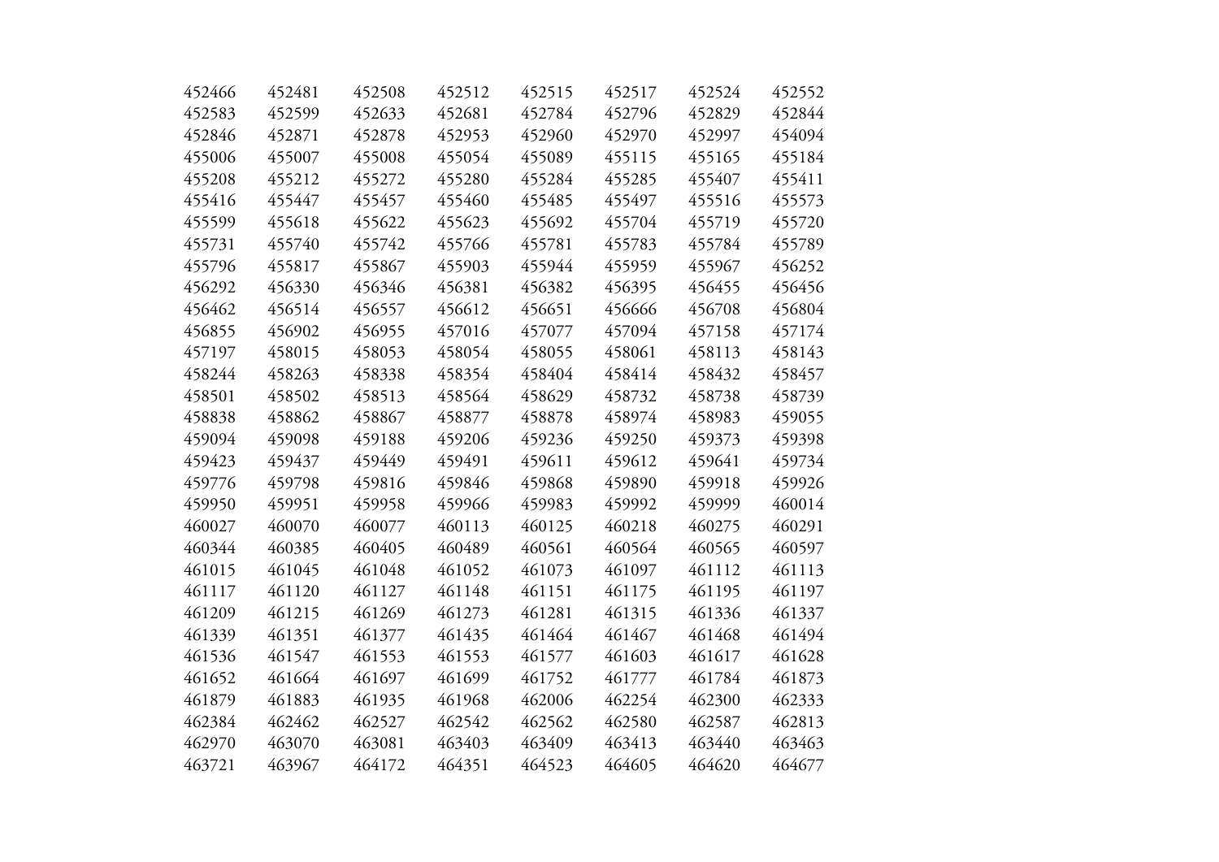| | | | | | | | |
|---|---|---|---|---|---|---|---|
| 452466 | 452481 | 452508 | 452512 | 452515 | 452517 | 452524 | 452552 |
| 452583 | 452599 | 452633 | 452681 | 452784 | 452796 | 452829 | 452844 |
| 452846 | 452871 | 452878 | 452953 | 452960 | 452970 | 452997 | 454094 |
| 455006 | 455007 | 455008 | 455054 | 455089 | 455115 | 455165 | 455184 |
| 455208 | 455212 | 455272 | 455280 | 455284 | 455285 | 455407 | 455411 |
| 455416 | 455447 | 455457 | 455460 | 455485 | 455497 | 455516 | 455573 |
| 455599 | 455618 | 455622 | 455623 | 455692 | 455704 | 455719 | 455720 |
| 455731 | 455740 | 455742 | 455766 | 455781 | 455783 | 455784 | 455789 |
| 455796 | 455817 | 455867 | 455903 | 455944 | 455959 | 455967 | 456252 |
| 456292 | 456330 | 456346 | 456381 | 456382 | 456395 | 456455 | 456456 |
| 456462 | 456514 | 456557 | 456612 | 456651 | 456666 | 456708 | 456804 |
| 456855 | 456902 | 456955 | 457016 | 457077 | 457094 | 457158 | 457174 |
| 457197 | 458015 | 458053 | 458054 | 458055 | 458061 | 458113 | 458143 |
| 458244 | 458263 | 458338 | 458354 | 458404 | 458414 | 458432 | 458457 |
| 458501 | 458502 | 458513 | 458564 | 458629 | 458732 | 458738 | 458739 |
| 458838 | 458862 | 458867 | 458877 | 458878 | 458974 | 458983 | 459055 |
| 459094 | 459098 | 459188 | 459206 | 459236 | 459250 | 459373 | 459398 |
| 459423 | 459437 | 459449 | 459491 | 459611 | 459612 | 459641 | 459734 |
| 459776 | 459798 | 459816 | 459846 | 459868 | 459890 | 459918 | 459926 |
| 459950 | 459951 | 459958 | 459966 | 459983 | 459992 | 459999 | 460014 |
| 460027 | 460070 | 460077 | 460113 | 460125 | 460218 | 460275 | 460291 |
| 460344 | 460385 | 460405 | 460489 | 460561 | 460564 | 460565 | 460597 |
| 461015 | 461045 | 461048 | 461052 | 461073 | 461097 | 461112 | 461113 |
| 461117 | 461120 | 461127 | 461148 | 461151 | 461175 | 461195 | 461197 |
| 461209 | 461215 | 461269 | 461273 | 461281 | 461315 | 461336 | 461337 |
| 461339 | 461351 | 461377 | 461435 | 461464 | 461467 | 461468 | 461494 |
| 461536 | 461547 | 461553 | 461553 | 461577 | 461603 | 461617 | 461628 |
| 461652 | 461664 | 461697 | 461699 | 461752 | 461777 | 461784 | 461873 |
| 461879 | 461883 | 461935 | 461968 | 462006 | 462254 | 462300 | 462333 |
| 462384 | 462462 | 462527 | 462542 | 462562 | 462580 | 462587 | 462813 |
| 462970 | 463070 | 463081 | 463403 | 463409 | 463413 | 463440 | 463463 |
| 463721 | 463967 | 464172 | 464351 | 464523 | 464605 | 464620 | 464677 |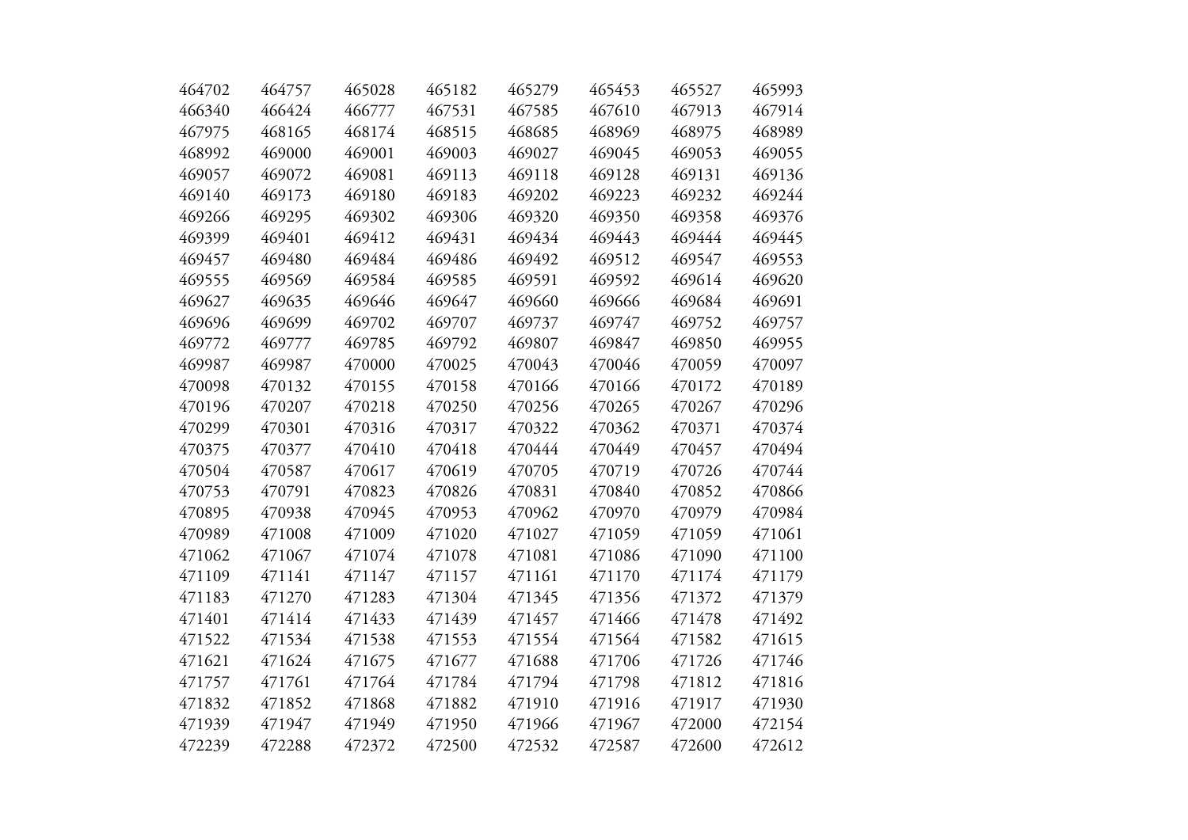| | | | | | | | |
|---|---|---|---|---|---|---|---|
| 464702 | 464757 | 465028 | 465182 | 465279 | 465453 | 465527 | 465993 |
| 466340 | 466424 | 466777 | 467531 | 467585 | 467610 | 467913 | 467914 |
| 467975 | 468165 | 468174 | 468515 | 468685 | 468969 | 468975 | 468989 |
| 468992 | 469000 | 469001 | 469003 | 469027 | 469045 | 469053 | 469055 |
| 469057 | 469072 | 469081 | 469113 | 469118 | 469128 | 469131 | 469136 |
| 469140 | 469173 | 469180 | 469183 | 469202 | 469223 | 469232 | 469244 |
| 469266 | 469295 | 469302 | 469306 | 469320 | 469350 | 469358 | 469376 |
| 469399 | 469401 | 469412 | 469431 | 469434 | 469443 | 469444 | 469445 |
| 469457 | 469480 | 469484 | 469486 | 469492 | 469512 | 469547 | 469553 |
| 469555 | 469569 | 469584 | 469585 | 469591 | 469592 | 469614 | 469620 |
| 469627 | 469635 | 469646 | 469647 | 469660 | 469666 | 469684 | 469691 |
| 469696 | 469699 | 469702 | 469707 | 469737 | 469747 | 469752 | 469757 |
| 469772 | 469777 | 469785 | 469792 | 469807 | 469847 | 469850 | 469955 |
| 469987 | 469987 | 470000 | 470025 | 470043 | 470046 | 470059 | 470097 |
| 470098 | 470132 | 470155 | 470158 | 470166 | 470166 | 470172 | 470189 |
| 470196 | 470207 | 470218 | 470250 | 470256 | 470265 | 470267 | 470296 |
| 470299 | 470301 | 470316 | 470317 | 470322 | 470362 | 470371 | 470374 |
| 470375 | 470377 | 470410 | 470418 | 470444 | 470449 | 470457 | 470494 |
| 470504 | 470587 | 470617 | 470619 | 470705 | 470719 | 470726 | 470744 |
| 470753 | 470791 | 470823 | 470826 | 470831 | 470840 | 470852 | 470866 |
| 470895 | 470938 | 470945 | 470953 | 470962 | 470970 | 470979 | 470984 |
| 470989 | 471008 | 471009 | 471020 | 471027 | 471059 | 471059 | 471061 |
| 471062 | 471067 | 471074 | 471078 | 471081 | 471086 | 471090 | 471100 |
| 471109 | 471141 | 471147 | 471157 | 471161 | 471170 | 471174 | 471179 |
| 471183 | 471270 | 471283 | 471304 | 471345 | 471356 | 471372 | 471379 |
| 471401 | 471414 | 471433 | 471439 | 471457 | 471466 | 471478 | 471492 |
| 471522 | 471534 | 471538 | 471553 | 471554 | 471564 | 471582 | 471615 |
| 471621 | 471624 | 471675 | 471677 | 471688 | 471706 | 471726 | 471746 |
| 471757 | 471761 | 471764 | 471784 | 471794 | 471798 | 471812 | 471816 |
| 471832 | 471852 | 471868 | 471882 | 471910 | 471916 | 471917 | 471930 |
| 471939 | 471947 | 471949 | 471950 | 471966 | 471967 | 472000 | 472154 |
| 472239 | 472288 | 472372 | 472500 | 472532 | 472587 | 472600 | 472612 |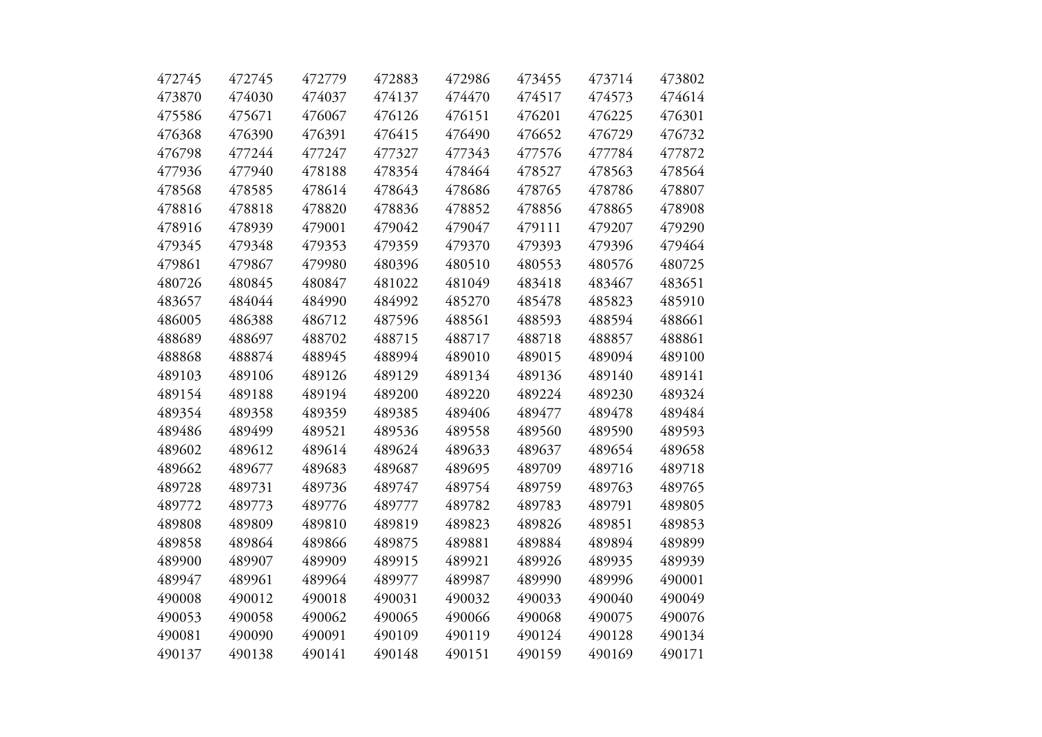| | | | | | | | |
|---|---|---|---|---|---|---|---|
| 472745 | 472745 | 472779 | 472883 | 472986 | 473455 | 473714 | 473802 |
| 473870 | 474030 | 474037 | 474137 | 474470 | 474517 | 474573 | 474614 |
| 475586 | 475671 | 476067 | 476126 | 476151 | 476201 | 476225 | 476301 |
| 476368 | 476390 | 476391 | 476415 | 476490 | 476652 | 476729 | 476732 |
| 476798 | 477244 | 477247 | 477327 | 477343 | 477576 | 477784 | 477872 |
| 477936 | 477940 | 478188 | 478354 | 478464 | 478527 | 478563 | 478564 |
| 478568 | 478585 | 478614 | 478643 | 478686 | 478765 | 478786 | 478807 |
| 478816 | 478818 | 478820 | 478836 | 478852 | 478856 | 478865 | 478908 |
| 478916 | 478939 | 479001 | 479042 | 479047 | 479111 | 479207 | 479290 |
| 479345 | 479348 | 479353 | 479359 | 479370 | 479393 | 479396 | 479464 |
| 479861 | 479867 | 479980 | 480396 | 480510 | 480553 | 480576 | 480725 |
| 480726 | 480845 | 480847 | 481022 | 481049 | 483418 | 483467 | 483651 |
| 483657 | 484044 | 484990 | 484992 | 485270 | 485478 | 485823 | 485910 |
| 486005 | 486388 | 486712 | 487596 | 488561 | 488593 | 488594 | 488661 |
| 488689 | 488697 | 488702 | 488715 | 488717 | 488718 | 488857 | 488861 |
| 488868 | 488874 | 488945 | 488994 | 489010 | 489015 | 489094 | 489100 |
| 489103 | 489106 | 489126 | 489129 | 489134 | 489136 | 489140 | 489141 |
| 489154 | 489188 | 489194 | 489200 | 489220 | 489224 | 489230 | 489324 |
| 489354 | 489358 | 489359 | 489385 | 489406 | 489477 | 489478 | 489484 |
| 489486 | 489499 | 489521 | 489536 | 489558 | 489560 | 489590 | 489593 |
| 489602 | 489612 | 489614 | 489624 | 489633 | 489637 | 489654 | 489658 |
| 489662 | 489677 | 489683 | 489687 | 489695 | 489709 | 489716 | 489718 |
| 489728 | 489731 | 489736 | 489747 | 489754 | 489759 | 489763 | 489765 |
| 489772 | 489773 | 489776 | 489777 | 489782 | 489783 | 489791 | 489805 |
| 489808 | 489809 | 489810 | 489819 | 489823 | 489826 | 489851 | 489853 |
| 489858 | 489864 | 489866 | 489875 | 489881 | 489884 | 489894 | 489899 |
| 489900 | 489907 | 489909 | 489915 | 489921 | 489926 | 489935 | 489939 |
| 489947 | 489961 | 489964 | 489977 | 489987 | 489990 | 489996 | 490001 |
| 490008 | 490012 | 490018 | 490031 | 490032 | 490033 | 490040 | 490049 |
| 490053 | 490058 | 490062 | 490065 | 490066 | 490068 | 490075 | 490076 |
| 490081 | 490090 | 490091 | 490109 | 490119 | 490124 | 490128 | 490134 |
| 490137 | 490138 | 490141 | 490148 | 490151 | 490159 | 490169 | 490171 |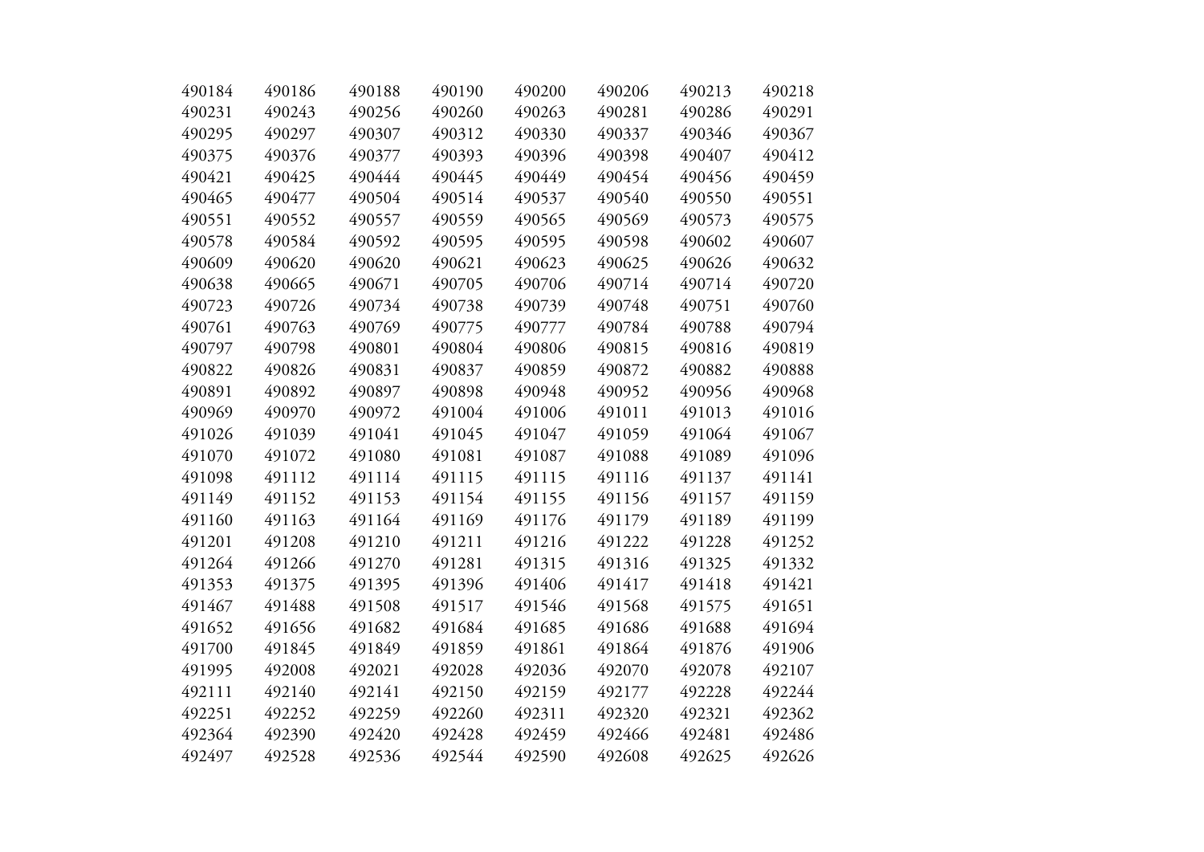490184 490186 490188 490190 490200 490206 490213 490218
490231 490243 490256 490260 490263 490281 490286 490291
490295 490297 490307 490312 490330 490337 490346 490367
490375 490376 490377 490393 490396 490398 490407 490412
490421 490425 490444 490445 490449 490454 490456 490459
490465 490477 490504 490514 490537 490540 490550 490551
490551 490552 490557 490559 490565 490569 490573 490575
490578 490584 490592 490595 490595 490598 490602 490607
490609 490620 490620 490621 490623 490625 490626 490632
490638 490665 490671 490705 490706 490714 490714 490720
490723 490726 490734 490738 490739 490748 490751 490760
490761 490763 490769 490775 490777 490784 490788 490794
490797 490798 490801 490804 490806 490815 490816 490819
490822 490826 490831 490837 490859 490872 490882 490888
490891 490892 490897 490898 490948 490952 490956 490968
490969 490970 490972 491004 491006 491011 491013 491016
491026 491039 491041 491045 491047 491059 491064 491067
491070 491072 491080 491081 491087 491088 491089 491096
491098 491112 491114 491115 491115 491116 491137 491141
491149 491152 491153 491154 491155 491156 491157 491159
491160 491163 491164 491169 491176 491179 491189 491199
491201 491208 491210 491211 491216 491222 491228 491252
491264 491266 491270 491281 491315 491316 491325 491332
491353 491375 491395 491396 491406 491417 491418 491421
491467 491488 491508 491517 491546 491568 491575 491651
491652 491656 491682 491684 491685 491686 491688 491694
491700 491845 491849 491859 491861 491864 491876 491906
491995 492008 492021 492028 492036 492070 492078 492107
492111 492140 492141 492150 492159 492177 492228 492244
492251 492252 492259 492260 492311 492320 492321 492362
492364 492390 492420 492428 492459 492466 492481 492486
492497 492528 492536 492544 492590 492608 492625 492626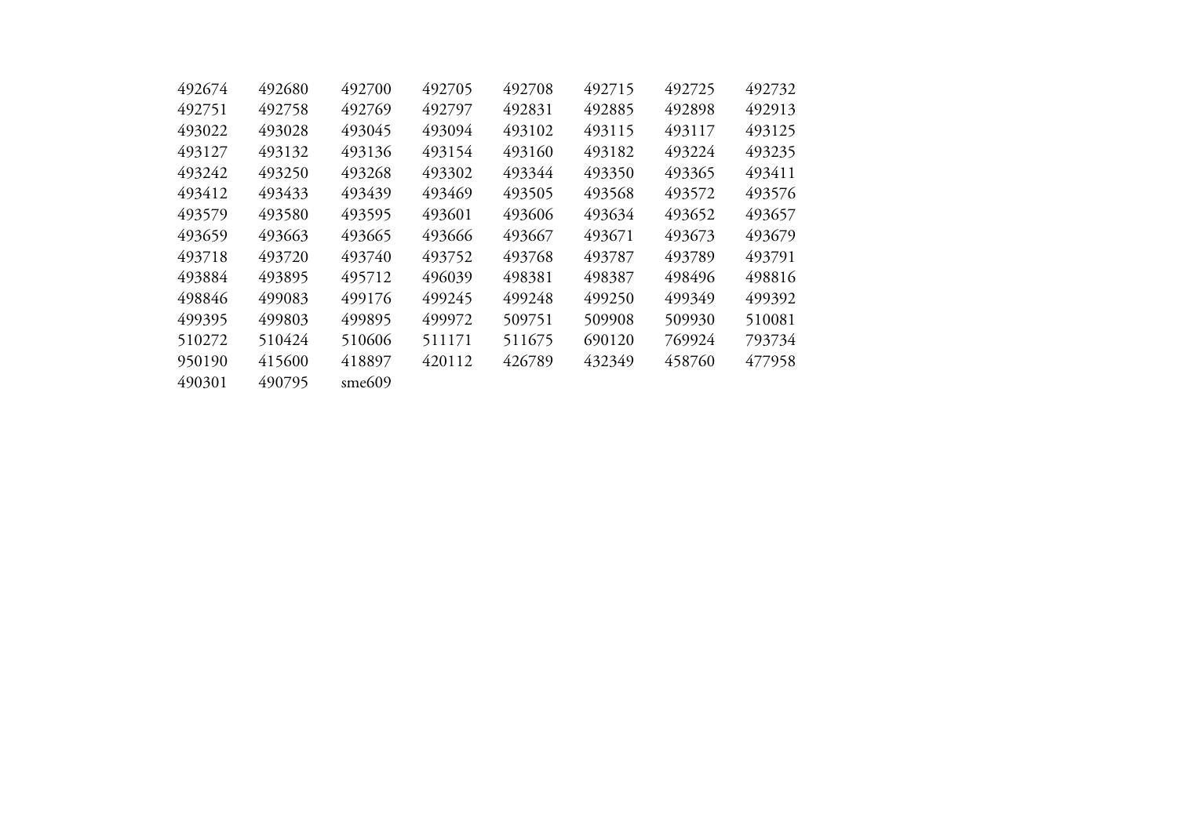| | | | | | | | |
|---|---|---|---|---|---|---|---|
| 492674 | 492680 | 492700 | 492705 | 492708 | 492715 | 492725 | 492732 |
| 492751 | 492758 | 492769 | 492797 | 492831 | 492885 | 492898 | 492913 |
| 493022 | 493028 | 493045 | 493094 | 493102 | 493115 | 493117 | 493125 |
| 493127 | 493132 | 493136 | 493154 | 493160 | 493182 | 493224 | 493235 |
| 493242 | 493250 | 493268 | 493302 | 493344 | 493350 | 493365 | 493411 |
| 493412 | 493433 | 493439 | 493469 | 493505 | 493568 | 493572 | 493576 |
| 493579 | 493580 | 493595 | 493601 | 493606 | 493634 | 493652 | 493657 |
| 493659 | 493663 | 493665 | 493666 | 493667 | 493671 | 493673 | 493679 |
| 493718 | 493720 | 493740 | 493752 | 493768 | 493787 | 493789 | 493791 |
| 493884 | 493895 | 495712 | 496039 | 498381 | 498387 | 498496 | 498816 |
| 498846 | 499083 | 499176 | 499245 | 499248 | 499250 | 499349 | 499392 |
| 499395 | 499803 | 499895 | 499972 | 509751 | 509908 | 509930 | 510081 |
| 510272 | 510424 | 510606 | 511171 | 511675 | 690120 | 769924 | 793734 |
| 950190 | 415600 | 418897 | 420112 | 426789 | 432349 | 458760 | 477958 |
| 490301 | 490795 | sme609 | | | | | |